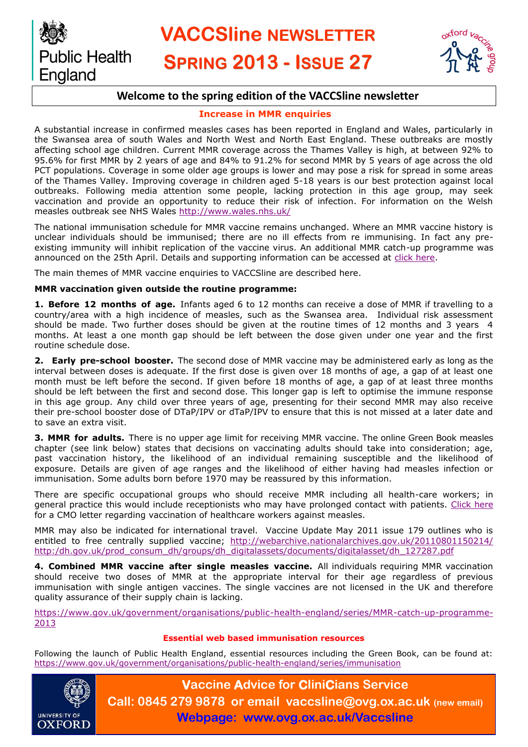Public Health England

# VACCSline NEWSLETTER

# SPRING 2013 - ISSUE 27

oxford vaccine group

## Welcome to the spring edition of the VACCSline newsletter

### Increase in MMR enquiries

A substantial increase in confirmed measles cases has been reported in England and Wales, particularly in the Swansea area of south Wales and North West and North East England. These outbreaks are mostly affecting school age children. Current MMR coverage across the Thames Valley is high, at between 92% to 95.6% for first MMR by 2 years of age and 84% to 91.2% for second MMR by 5 years of age across the old PCT populations. Coverage in some older age groups is lower and may pose a risk for spread in some areas of the Thames Valley. Improving coverage in children aged 5-18 years is our best protection against local outbreaks. Following media attention some people, lacking protection in this age group, may seek vaccination and provide an opportunity to reduce their risk of infection. For information on the Welsh measles outbreak see NHS Wales http://www.wales.nhs.uk/

The national immunisation schedule for MMR vaccine remains unchanged. Where an MMR vaccine history is unclear individuals should be immunised; there are no ill effects from re immunising. In fact any pre-existing immunity will inhibit replication of the vaccine virus. An additional MMR catch-up programme was announced on the 25th April. Details and supporting information can be accessed at click here.

The main themes of MMR vaccine enquiries to VACCSline are described here.

**MMR vaccination given outside the routine programme:**

**1. Before 12 months of age.** Infants aged 6 to 12 months can receive a dose of MMR if travelling to a country/area with a high incidence of measles, such as the Swansea area. Individual risk assessment should be made. Two further doses should be given at the routine times of 12 months and 3 years 4 months. At least a one month gap should be left between the dose given under one year and the first routine schedule dose.

**2. Early pre-school booster.** The second dose of MMR vaccine may be administered early as long as the interval between doses is adequate. If the first dose is given over 18 months of age, a gap of at least one month must be left before the second. If given before 18 months of age, a gap of at least three months should be left between the first and second dose. This longer gap is left to optimise the immune response in this age group. Any child over three years of age, presenting for their second MMR may also receive their pre-school booster dose of DTaP/IPV or dTaP/IPV to ensure that this is not missed at a later date and to save an extra visit.

**3. MMR for adults.** There is no upper age limit for receiving MMR vaccine. The online Green Book measles chapter (see link below) states that decisions on vaccinating adults should take into consideration; age, past vaccination history, the likelihood of an individual remaining susceptible and the likelihood of exposure. Details are given of age ranges and the likelihood of either having had measles infection or immunisation. Some adults born before 1970 may be reassured by this information.

There are specific occupational groups who should receive MMR including all health-care workers; in general practice this would include receptionists who may have prolonged contact with patients. Click here for a CMO letter regarding vaccination of healthcare workers against measles.

MMR may also be indicated for international travel. Vaccine Update May 2011 issue 179 outlines who is entitled to free centrally supplied vaccine; http://webarchive.nationalarchives.gov.uk/20110801150214/ http:dh.gov.uk/prod_consum_dh/groups/dh_digitalassets/documents/digitalasset/dh_127287.pdf

**4. Combined MMR vaccine after single measles vaccine.** All individuals requiring MMR vaccination should receive two doses of MMR at the appropriate interval for their age regardless of previous immunisation with single antigen vaccines. The single vaccines are not licensed in the UK and therefore quality assurance of their supply chain is lacking.

https://www.gov.uk/government/organisations/public-health-england/series/MMR-catch-up-programme-2013

### Essential web based immunisation resources

Following the launch of Public Health England, essential resources including the Green Book, can be found at: https://www.gov.uk/government/organisations/public-health-england/series/immunisation

UNIVERSITY OF OXFORD

**Vaccine Advice for CliniCians Service**

**Call: 0845 279 9878 or email vaccsline@ovg.ox.ac.uk** (new email)

**Webpage: www.ovg.ox.ac.uk/Vaccsline**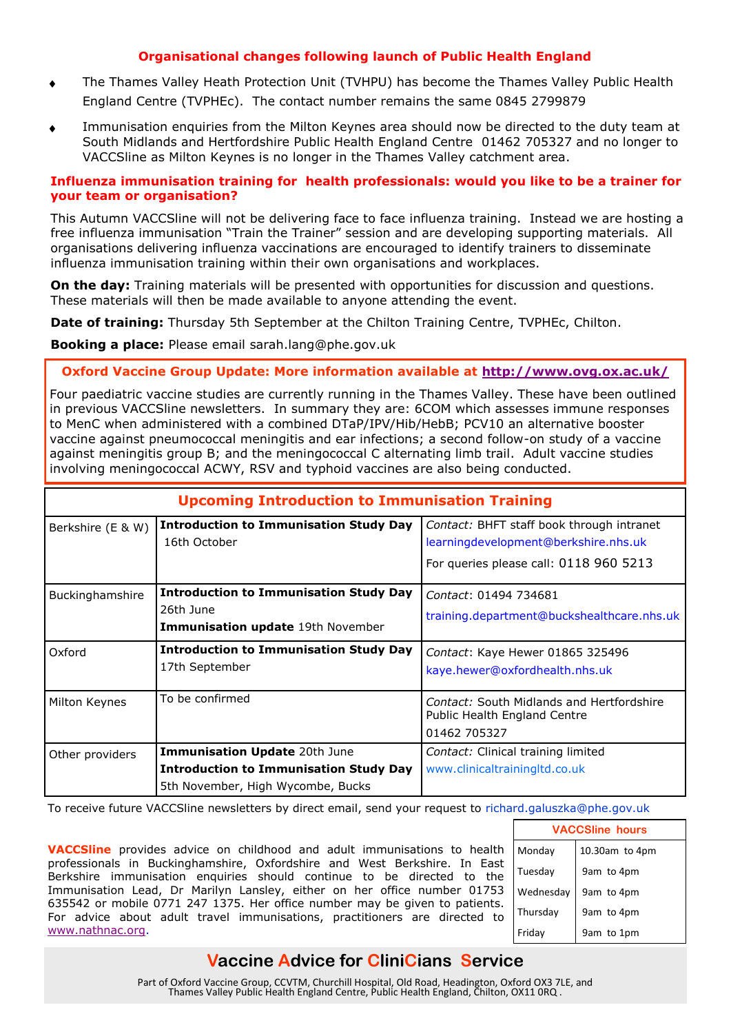## Organisational changes following launch of Public Health England

- The Thames Valley Heath Protection Unit (TVHPU) has become the Thames Valley Public Health England Centre (TVPHEc). The contact number remains the same 0845 2799879
- Immunisation enquiries from the Milton Keynes area should now be directed to the duty team at South Midlands and Hertfordshire Public Health England Centre 01462 705327 and no longer to VACCSline as Milton Keynes is no longer in the Thames Valley catchment area.

## Influenza immunisation training for health professionals: would you like to be a trainer for your team or organisation?

This Autumn VACCSline will not be delivering face to face influenza training. Instead we are hosting a free influenza immunisation "Train the Trainer" session and are developing supporting materials. All organisations delivering influenza vaccinations are encouraged to identify trainers to disseminate influenza immunisation training within their own organisations and workplaces.

**On the day:** Training materials will be presented with opportunities for discussion and questions. These materials will then be made available to anyone attending the event.

**Date of training:** Thursday 5th September at the Chilton Training Centre, TVPHEc, Chilton.

**Booking a place:** Please email sarah.lang@phe.gov.uk

### Oxford Vaccine Group Update: More information available at http://www.ovg.ox.ac.uk/

Four paediatric vaccine studies are currently running in the Thames Valley. These have been outlined in previous VACCSline newsletters. In summary they are: 6COM which assesses immune responses to MenC when administered with a combined DTaP/IPV/Hib/HebB; PCV10 an alternative booster vaccine against pneumococcal meningitis and ear infections; a second follow-on study of a vaccine against meningitis group B; and the meningococcal C alternating limb trail. Adult vaccine studies involving meningococcal ACWY, RSV and typhoid vaccines are also being conducted.

### Upcoming Introduction to Immunisation Training

| | | |
|---|---|---|
| Berkshire (E & W) | **Introduction to Immunisation Study Day** 16th October | *Contact:* BHFT staff book through intranet learningdevelopment@berkshire.nhs.uk For queries please call: 0118 960 5213 |
| Buckinghamshire | **Introduction to Immunisation Study Day** 26th June **Immunisation update** 19th November | *Contact*: 01494 734681 training.department@buckshealthcare.nhs.uk |
| Oxford | **Introduction to Immunisation Study Day** 17th September | *Contact*: Kaye Hewer 01865 325496 kaye.hewer@oxfordhealth.nhs.uk |
| Milton Keynes | To be confirmed | *Contact:* South Midlands and Hertfordshire Public Health England Centre 01462 705327 |
| Other providers | **Immunisation Update** 20th June **Introduction to Immunisation Study Day** 5th November, High Wycombe, Bucks | *Contact:* Clinical training limited www.clinicaltrainingltd.co.uk |

To receive future VACCSline newsletters by direct email, send your request to richard.galuszka@phe.gov.uk

**VACCSline** provides advice on childhood and adult immunisations to health professionals in Buckinghamshire, Oxfordshire and West Berkshire. In East Berkshire immunisation enquiries should continue to be directed to the Immunisation Lead, Dr Marilyn Lansley, either on her office number 01753 635542 or mobile 0771 247 1375. Her office number may be given to patients. For advice about adult travel immunisations, practitioners are directed to www.nathnac.org.

| VACCSline hours | |
|---|---|
| Monday | 10.30am to 4pm |
| Tuesday | 9am to 4pm |
| Wednesday | 9am to 4pm |
| Thursday | 9am to 4pm |
| Friday | 9am to 1pm |

## Vaccine Advice for CliniCians Service

Part of Oxford Vaccine Group, CCVTM, Churchill Hospital, Old Road, Headington, Oxford OX3 7LE, and Thames Valley Public Health England Centre, Public Health England, Chilton, OX11 0RQ .